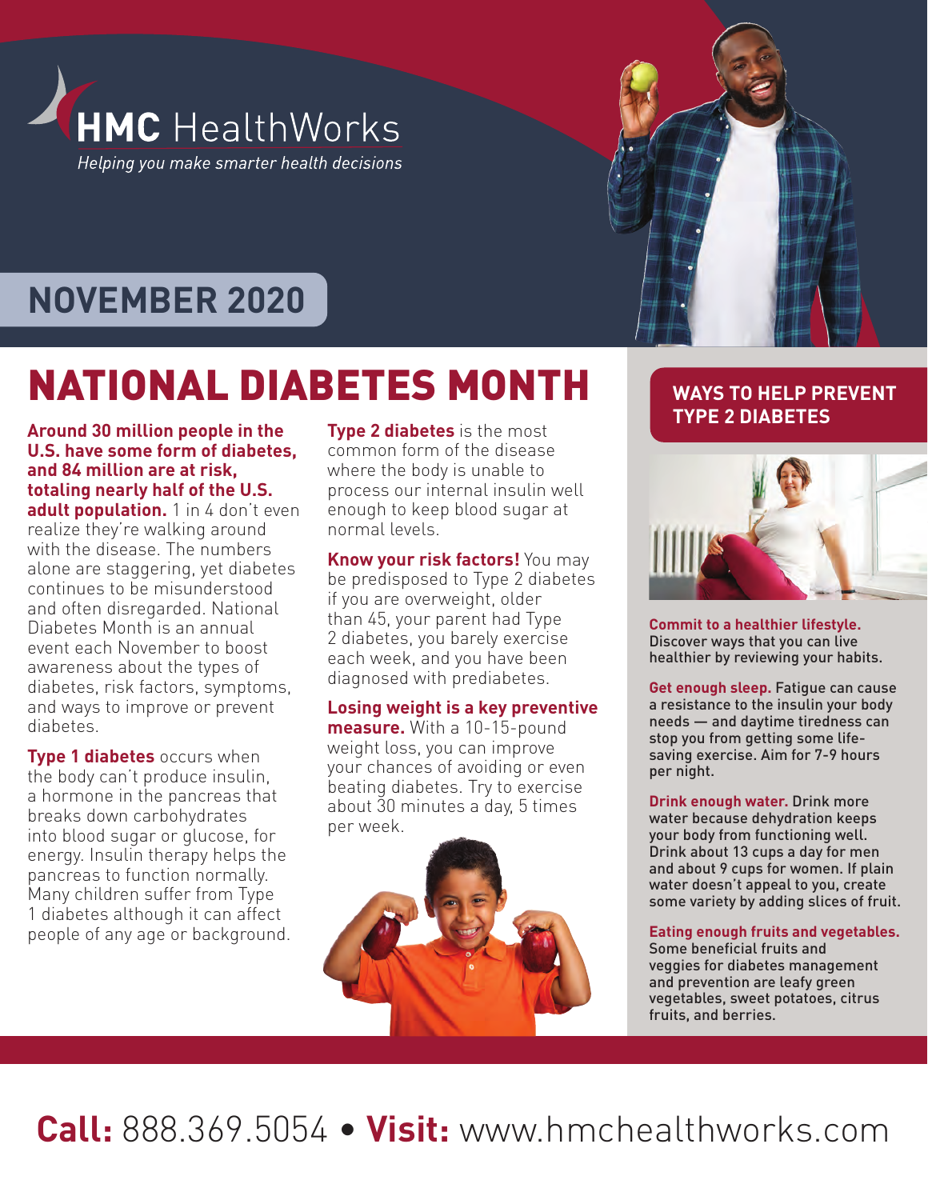# HMC HealthWorks

*Helping you make smarter health decisions*

## NOVEMBER 2020

# NATIONAL DIABETES MONTH

**Around 30 million people in the U.S. have some form of diabetes, and 84 million are at risk, totaling nearly half of the U.S. adult population.** 1 in 4 don't even realize they're walking around with the disease. The numbers alone are staggering, yet diabetes continues to be misunderstood and often disregarded. National Diabetes Month is an annual event each November to boost awareness about the types of diabetes, risk factors, symptoms, and ways to improve or prevent diabetes.

**Type 1 diabetes** occurs when the body can't produce insulin, a hormone in the pancreas that breaks down carbohydrates into blood sugar or glucose, for energy. Insulin therapy helps the pancreas to function normally. Many children suffer from Type 1 diabetes although it can affect people of any age or background.

**Type 2 diabetes** is the most common form of the disease where the body is unable to process our internal insulin well enough to keep blood sugar at normal levels.

**Know your risk factors!** You may be predisposed to Type 2 diabetes if you are overweight, older than 45, your parent had Type 2 diabetes, you barely exercise each week, and you have been diagnosed with prediabetes.

**Losing weight is a key preventive measure.** With a 10-15-pound weight loss, you can improve your chances of avoiding or even beating diabetes. Try to exercise about 30 minutes a day, 5 times per week.

## WAYS TO HELP PREVENT TYPE 2 DIABETES

**Commit to a healthier lifestyle.** Discover ways that you can live healthier by reviewing your habits.

**Get enough sleep.** Fatigue can cause a resistance to the insulin your body needs — and daytime tiredness can stop you from getting some life-saving exercise. Aim for 7-9 hours per night.

**Drink enough water.** Drink more water because dehydration keeps your body from functioning well. Drink about 13 cups a day for men and about 9 cups for women. If plain water doesn't appeal to you, create some variety by adding slices of fruit.

**Eating enough fruits and vegetables.** Some beneficial fruits and veggies for diabetes management and prevention are leafy green vegetables, sweet potatoes, citrus fruits, and berries.

**Call:** 888.369.5054 • **Visit:** www.hmchealthworks.com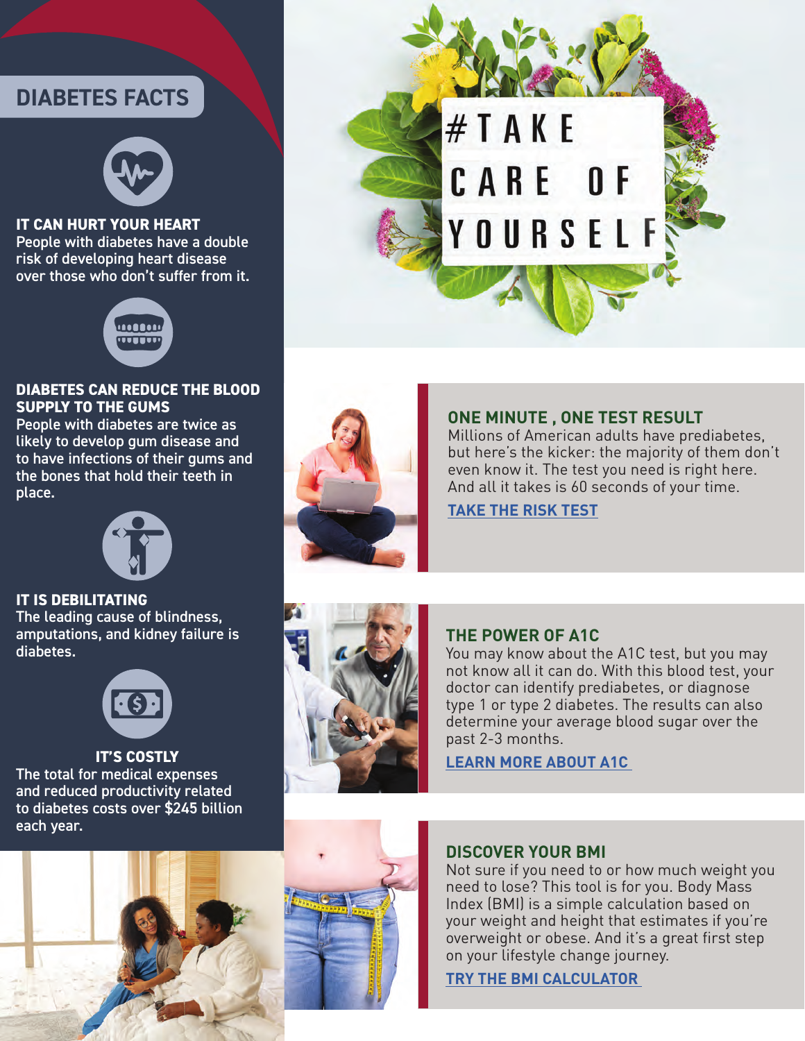## DIABETES FACTS

### IT CAN HURT YOUR HEART

People with diabetes have a double risk of developing heart disease over those who don't suffer from it.

### DIABETES CAN REDUCE THE BLOOD SUPPLY TO THE GUMS

People with diabetes are twice as likely to develop gum disease and to have infections of their gums and the bones that hold their teeth in place.

### IT IS DEBILITATING

The leading cause of blindness, amputations, and kidney failure is diabetes.

### IT'S COSTLY

The total for medical expenses and reduced productivity related to diabetes costs over $245 billion each year.

# #TAKE CARE OF YOURSELF

### ONE MINUTE , ONE TEST RESULT

Millions of American adults have prediabetes, but here's the kicker: the majority of them don't even know it. The test you need is right here. And all it takes is 60 seconds of your time.

TAKE THE RISK TEST

### THE POWER OF A1C

You may know about the A1C test, but you may not know all it can do. With this blood test, your doctor can identify prediabetes, or diagnose type 1 or type 2 diabetes. The results can also determine your average blood sugar over the past 2-3 months.

LEARN MORE ABOUT A1C

### DISCOVER YOUR BMI

Not sure if you need to or how much weight you need to lose? This tool is for you. Body Mass Index (BMI) is a simple calculation based on your weight and height that estimates if you're overweight or obese. And it's a great first step on your lifestyle change journey.

TRY THE BMI CALCULATOR